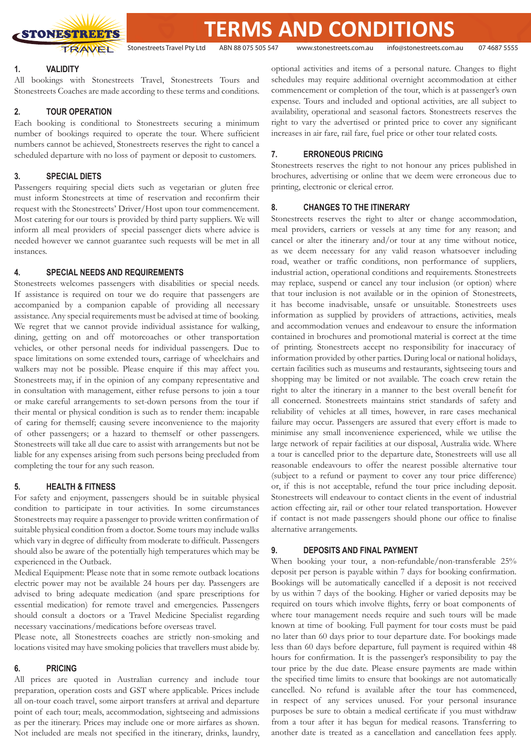# TERMS AND CONDITIONS

Stonestreets Travel Pty Ltd ABN 88 075 505 547 www.stonestreets.com.au info@stonestreets.com.au 07 4687 5555

## 1. VALIDITY

All bookings with Stonestreets Travel, Stonestreets Tours and Stonestreets Coaches are made according to these terms and conditions.

## 2. TOUR OPERATION

Each booking is conditional to Stonestreets securing a minimum number of bookings required to operate the tour. Where sufficient numbers cannot be achieved, Stonestreets reserves the right to cancel a scheduled departure with no loss of payment or deposit to customers.

## 3. SPECIAL DIETS

Passengers requiring special diets such as vegetarian or gluten free must inform Stonestreets at time of reservation and reconfirm their request with the Stonestreets' Driver/Host upon tour commencement. Most catering for our tours is provided by third party suppliers. We will inform all meal providers of special passenger diets where advice is needed however we cannot guarantee such requests will be met in all instances.

## 4. SPECIAL NEEDS AND REQUIREMENTS

Stonestreets welcomes passengers with disabilities or special needs. If assistance is required on tour we do require that passengers are accompanied by a companion capable of providing all necessary assistance. Any special requirements must be advised at time of booking. We regret that we cannot provide individual assistance for walking, dining, getting on and off motorcoaches or other transportation vehicles, or other personal needs for individual passengers. Due to space limitations on some extended tours, carriage of wheelchairs and walkers may not be possible. Please enquire if this may affect you. Stonestreets may, if in the opinion of any company representative and in consultation with management, either refuse persons to join a tour or make careful arrangements to set-down persons from the tour if their mental or physical condition is such as to render them: incapable of caring for themself; causing severe inconvenience to the majority of other passengers; or a hazard to themself or other passengers. Stonestreets will take all due care to assist with arrangements but not be liable for any expenses arising from such persons being precluded from completing the tour for any such reason.

## 5. HEALTH & FITNESS

For safety and enjoyment, passengers should be in suitable physical condition to participate in tour activities. In some circumstances Stonestreets may require a passenger to provide written confirmation of suitable physical condition from a doctor. Some tours may include walks which vary in degree of difficulty from moderate to difficult. Passengers should also be aware of the potentially high temperatures which may be experienced in the Outback.

Medical Equipment: Please note that in some remote outback locations electric power may not be available 24 hours per day. Passengers are advised to bring adequate medication (and spare prescriptions for essential medication) for remote travel and emergencies. Passengers should consult a doctors or a Travel Medicine Specialist regarding necessary vaccinations/medications before overseas travel.

Please note, all Stonestreets coaches are strictly non-smoking and locations visited may have smoking policies that travellers must abide by.

## 6. PRICING

All prices are quoted in Australian currency and include tour preparation, operation costs and GST where applicable. Prices include all on-tour coach travel, some airport transfers at arrival and departure point of each tour; meals, accommodation, sightseeing and admissions as per the itinerary. Prices may include one or more airfares as shown. Not included are meals not specified in the itinerary, drinks, laundry, optional activities and items of a personal nature. Changes to flight schedules may require additional overnight accommodation at either commencement or completion of the tour, which is at passenger's own expense. Tours and included and optional activities, are all subject to availability, operational and seasonal factors. Stonestreets reserves the right to vary the advertised or printed price to cover any significant increases in air fare, rail fare, fuel price or other tour related costs.

## 7. ERRONEOUS PRICING

Stonestreets reserves the right to not honour any prices published in brochures, advertising or online that we deem were erroneous due to printing, electronic or clerical error.

## 8. CHANGES TO THE ITINERARY

Stonestreets reserves the right to alter or change accommodation, meal providers, carriers or vessels at any time for any reason; and cancel or alter the itinerary and/or tour at any time without notice, as we deem necessary for any valid reason whatsoever including road, weather or traffic conditions, non performance of suppliers, industrial action, operational conditions and requirements. Stonestreets may replace, suspend or cancel any tour inclusion (or option) where that tour inclusion is not available or in the opinion of Stonestreets, it has become inadvisable, unsafe or unsuitable. Stonestreets uses information as supplied by providers of attractions, activities, meals and accommodation venues and endeavour to ensure the information contained in brochures and promotional material is correct at the time of printing. Stonestreets accept no responsibility for inaccuracy of information provided by other parties. During local or national holidays, certain facilities such as museums and restaurants, sightseeing tours and shopping may be limited or not available. The coach crew retain the right to alter the itinerary in a manner to the best overall benefit for all concerned. Stonestreets maintains strict standards of safety and reliability of vehicles at all times, however, in rare cases mechanical failure may occur. Passengers are assured that every effort is made to minimise any small inconvenience experienced, while we utilise the large network of repair facilities at our disposal, Australia wide. Where a tour is cancelled prior to the departure date, Stonestreets will use all reasonable endeavours to offer the nearest possible alternative tour (subject to a refund or payment to cover any tour price difference) or, if this is not acceptable, refund the tour price including deposit. Stonestreets will endeavour to contact clients in the event of industrial action effecting air, rail or other tour related transportation. However if contact is not made passengers should phone our office to finalise alternative arrangements.

## 9. DEPOSITS AND FINAL PAYMENT

When booking your tour, a non-refundable/non-transferable 25% deposit per person is payable within 7 days for booking confirmation. Bookings will be automatically cancelled if a deposit is not received by us within 7 days of the booking. Higher or varied deposits may be required on tours which involve flights, ferry or boat components or where tour management needs require and such tours will be made known at time of booking. Full payment for tour costs must be paid no later than 60 days prior to tour departure date. For bookings made less than 60 days before departure, full payment is required within 48 hours for confirmation. It is the passenger's responsibility to pay the tour price by the due date. Please ensure payments are made within the specified time limits to ensure that bookings are not automatically cancelled. No refund is available after the tour has commenced, in respect of any services unused. For your personal insurance purposes be sure to obtain a medical certificate if you must withdraw from a tour after it has begun for medical reasons. Transferring to another date is treated as a cancellation and cancellation fees apply.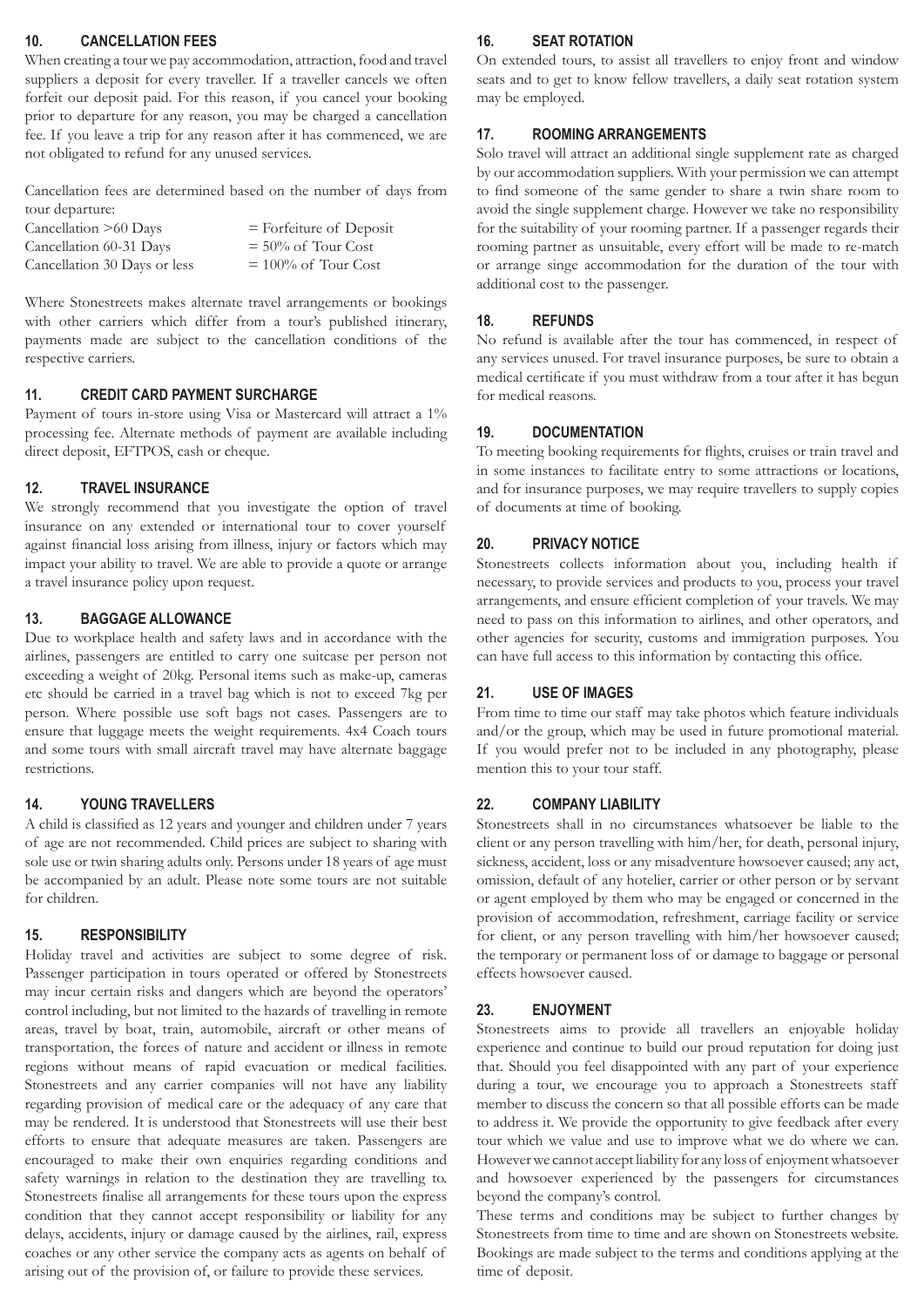## 10. CANCELLATION FEES

When creating a tour we pay accommodation, attraction, food and travel suppliers a deposit for every traveller. If a traveller cancels we often forfeit our deposit paid. For this reason, if you cancel your booking prior to departure for any reason, you may be charged a cancellation fee. If you leave a trip for any reason after it has commenced, we are not obligated to refund for any unused services.

Cancellation fees are determined based on the number of days from tour departure:

| | |
|---|---|
| Cancellation >60 Days | = Forfeiture of Deposit |
| Cancellation 60-31 Days | = 50% of Tour Cost |
| Cancellation 30 Days or less | = 100% of Tour Cost |

Where Stonestreets makes alternate travel arrangements or bookings with other carriers which differ from a tour's published itinerary, payments made are subject to the cancellation conditions of the respective carriers.

## 11. CREDIT CARD PAYMENT SURCHARGE

Payment of tours in-store using Visa or Mastercard will attract a 1% processing fee. Alternate methods of payment are available including direct deposit, EFTPOS, cash or cheque.

## 12. TRAVEL INSURANCE

We strongly recommend that you investigate the option of travel insurance on any extended or international tour to cover yourself against financial loss arising from illness, injury or factors which may impact your ability to travel. We are able to provide a quote or arrange a travel insurance policy upon request.

## 13. BAGGAGE ALLOWANCE

Due to workplace health and safety laws and in accordance with the airlines, passengers are entitled to carry one suitcase per person not exceeding a weight of 20kg. Personal items such as make-up, cameras etc should be carried in a travel bag which is not to exceed 7kg per person. Where possible use soft bags not cases. Passengers are to ensure that luggage meets the weight requirements. 4x4 Coach tours and some tours with small aircraft travel may have alternate baggage restrictions.

## 14. YOUNG TRAVELLERS

A child is classified as 12 years and younger and children under 7 years of age are not recommended. Child prices are subject to sharing with sole use or twin sharing adults only. Persons under 18 years of age must be accompanied by an adult. Please note some tours are not suitable for children.

## 15. RESPONSIBILITY

Holiday travel and activities are subject to some degree of risk. Passenger participation in tours operated or offered by Stonestreets may incur certain risks and dangers which are beyond the operators' control including, but not limited to the hazards of travelling in remote areas, travel by boat, train, automobile, aircraft or other means of transportation, the forces of nature and accident or illness in remote regions without means of rapid evacuation or medical facilities. Stonestreets and any carrier companies will not have any liability regarding provision of medical care or the adequacy of any care that may be rendered. It is understood that Stonestreets will use their best efforts to ensure that adequate measures are taken. Passengers are encouraged to make their own enquiries regarding conditions and safety warnings in relation to the destination they are travelling to. Stonestreets finalise all arrangements for these tours upon the express condition that they cannot accept responsibility or liability for any delays, accidents, injury or damage caused by the airlines, rail, express coaches or any other service the company acts as agents on behalf of arising out of the provision of, or failure to provide these services.

## 16. SEAT ROTATION

On extended tours, to assist all travellers to enjoy front and window seats and to get to know fellow travellers, a daily seat rotation system may be employed.

## 17. ROOMING ARRANGEMENTS

Solo travel will attract an additional single supplement rate as charged by our accommodation suppliers. With your permission we can attempt to find someone of the same gender to share a twin share room to avoid the single supplement charge. However we take no responsibility for the suitability of your rooming partner. If a passenger regards their rooming partner as unsuitable, every effort will be made to re-match or arrange singe accommodation for the duration of the tour with additional cost to the passenger.

## 18. REFUNDS

No refund is available after the tour has commenced, in respect of any services unused. For travel insurance purposes, be sure to obtain a medical certificate if you must withdraw from a tour after it has begun for medical reasons.

## 19. DOCUMENTATION

To meeting booking requirements for flights, cruises or train travel and in some instances to facilitate entry to some attractions or locations, and for insurance purposes, we may require travellers to supply copies of documents at time of booking.

## 20. PRIVACY NOTICE

Stonestreets collects information about you, including health if necessary, to provide services and products to you, process your travel arrangements, and ensure efficient completion of your travels. We may need to pass on this information to airlines, and other operators, and other agencies for security, customs and immigration purposes. You can have full access to this information by contacting this office.

## 21. USE OF IMAGES

From time to time our staff may take photos which feature individuals and/or the group, which may be used in future promotional material. If you would prefer not to be included in any photography, please mention this to your tour staff.

## 22. COMPANY LIABILITY

Stonestreets shall in no circumstances whatsoever be liable to the client or any person travelling with him/her, for death, personal injury, sickness, accident, loss or any misadventure howsoever caused; any act, omission, default of any hotelier, carrier or other person or by servant or agent employed by them who may be engaged or concerned in the provision of accommodation, refreshment, carriage facility or service for client, or any person travelling with him/her howsoever caused; the temporary or permanent loss of or damage to baggage or personal effects howsoever caused.

## 23. ENJOYMENT

Stonestreets aims to provide all travellers an enjoyable holiday experience and continue to build our proud reputation for doing just that. Should you feel disappointed with any part of your experience during a tour, we encourage you to approach a Stonestreets staff member to discuss the concern so that all possible efforts can be made to address it. We provide the opportunity to give feedback after every tour which we value and use to improve what we do where we can. However we cannot accept liability for any loss of enjoyment whatsoever and howsoever experienced by the passengers for circumstances beyond the company's control.

These terms and conditions may be subject to further changes by Stonestreets from time to time and are shown on Stonestreets website. Bookings are made subject to the terms and conditions applying at the time of deposit.